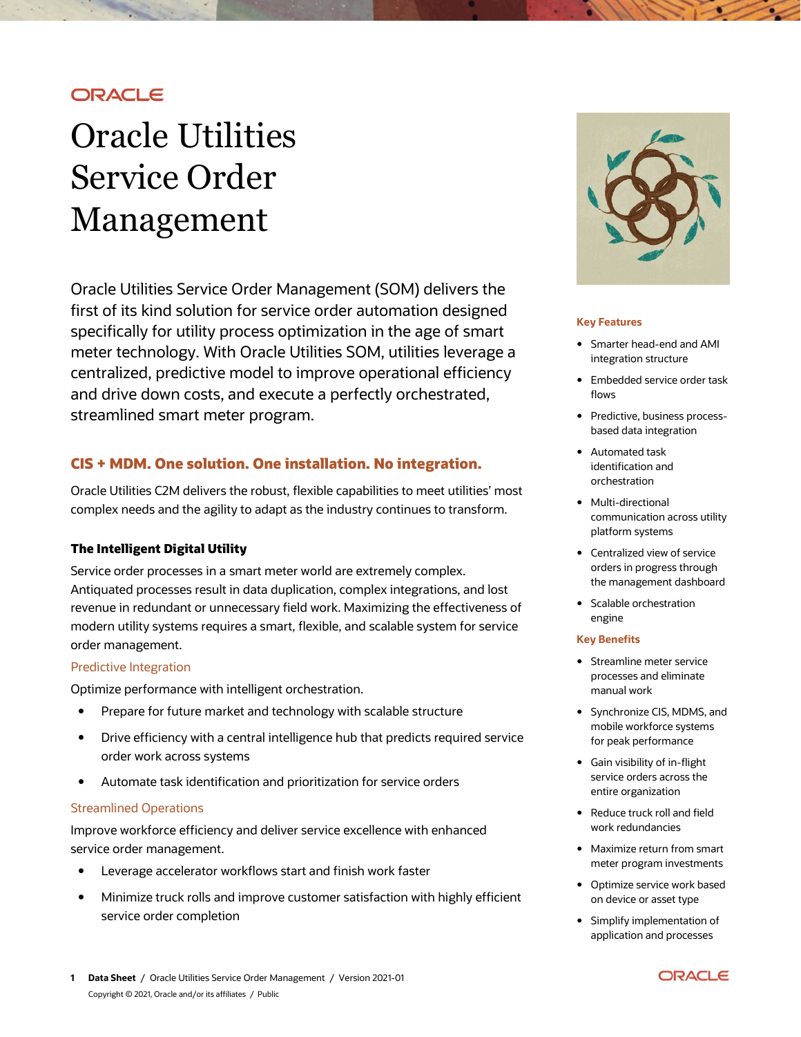ORACLE

# Oracle Utilities Service Order Management

Oracle Utilities Service Order Management (SOM) delivers the first of its kind solution for service order automation designed specifically for utility process optimization in the age of smart meter technology. With Oracle Utilities SOM, utilities leverage a centralized, predictive model to improve operational efficiency and drive down costs, and execute a perfectly orchestrated, streamlined smart meter program.

## CIS + MDM. One solution. One installation. No integration.

Oracle Utilities C2M delivers the robust, flexible capabilities to meet utilities' most complex needs and the agility to adapt as the industry continues to transform.

### The Intelligent Digital Utility

Service order processes in a smart meter world are extremely complex. Antiquated processes result in data duplication, complex integrations, and lost revenue in redundant or unnecessary field work. Maximizing the effectiveness of modern utility systems requires a smart, flexible, and scalable system for service order management.

#### Predictive Integration

Optimize performance with intelligent orchestration.

- Prepare for future market and technology with scalable structure
- Drive efficiency with a central intelligence hub that predicts required service order work across systems
- Automate task identification and prioritization for service orders

#### Streamlined Operations

Improve workforce efficiency and deliver service excellence with enhanced service order management.

- Leverage accelerator workflows start and finish work faster
- Minimize truck rolls and improve customer satisfaction with highly efficient service order completion

### Key Features

- Smarter head-end and AMI integration structure
- Embedded service order task flows
- Predictive, business process-based data integration
- Automated task identification and orchestration
- Multi-directional communication across utility platform systems
- Centralized view of service orders in progress through the management dashboard
- Scalable orchestration engine

### Key Benefits

- Streamline meter service processes and eliminate manual work
- Synchronize CIS, MDMS, and mobile workforce systems for peak performance
- Gain visibility of in-flight service orders across the entire organization
- Reduce truck roll and field work redundancies
- Maximize return from smart meter program investments
- Optimize service work based on device or asset type
- Simplify implementation of application and processes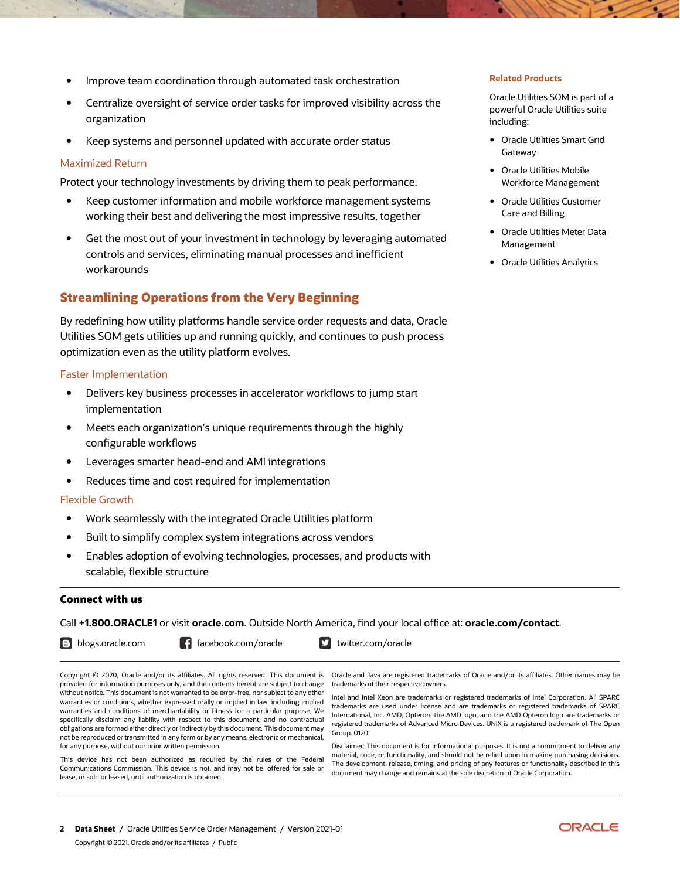- Improve team coordination through automated task orchestration
- Centralize oversight of service order tasks for improved visibility across the organization
- Keep systems and personnel updated with accurate order status

### Maximized Return

Protect your technology investments by driving them to peak performance.

- Keep customer information and mobile workforce management systems working their best and delivering the most impressive results, together
- Get the most out of your investment in technology by leveraging automated controls and services, eliminating manual processes and inefficient workarounds

## Streamlining Operations from the Very Beginning

By redefining how utility platforms handle service order requests and data, Oracle Utilities SOM gets utilities up and running quickly, and continues to push process optimization even as the utility platform evolves.

### Faster Implementation

- Delivers key business processes in accelerator workflows to jump start implementation
- Meets each organization's unique requirements through the highly configurable workflows
- Leverages smarter head-end and AMI integrations
- Reduces time and cost required for implementation

### Flexible Growth

- Work seamlessly with the integrated Oracle Utilities platform
- Built to simplify complex system integrations across vendors
- Enables adoption of evolving technologies, processes, and products with scalable, flexible structure

### Related Products

Oracle Utilities SOM is part of a powerful Oracle Utilities suite including:

- Oracle Utilities Smart Grid Gateway
- Oracle Utilities Mobile Workforce Management
- Oracle Utilities Customer Care and Billing
- Oracle Utilities Meter Data Management
- Oracle Utilities Analytics

## Connect with us

Call +**1.800.ORACLE1** or visit **oracle.com**. Outside North America, find your local office at: **oracle.com/contact**.

blogs.oracle.com    facebook.com/oracle    twitter.com/oracle

Copyright © 2020, Oracle and/or its affiliates. All rights reserved. This document is provided for information purposes only, and the contents hereof are subject to change without notice. This document is not warranted to be error-free, nor subject to any other warranties or conditions, whether expressed orally or implied in law, including implied warranties and conditions of merchantability or fitness for a particular purpose. We specifically disclaim any liability with respect to this document, and no contractual obligations are formed either directly or indirectly by this document. This document may not be reproduced or transmitted in any form or by any means, electronic or mechanical, for any purpose, without our prior written permission.

This device has not been authorized as required by the rules of the Federal Communications Commission. This device is not, and may not be, offered for sale or lease, or sold or leased, until authorization is obtained.

Oracle and Java are registered trademarks of Oracle and/or its affiliates. Other names may be trademarks of their respective owners.

Intel and Intel Xeon are trademarks or registered trademarks of Intel Corporation. All SPARC trademarks are used under license and are trademarks or registered trademarks of SPARC International, Inc. AMD, Opteron, the AMD logo, and the AMD Opteron logo are trademarks or registered trademarks of Advanced Micro Devices. UNIX is a registered trademark of The Open Group. 0120

Disclaimer: This document is for informational purposes. It is not a commitment to deliver any material, code, or functionality, and should not be relied upon in making purchasing decisions. The development, release, timing, and pricing of any features or functionality described in this document may change and remains at the sole discretion of Oracle Corporation.